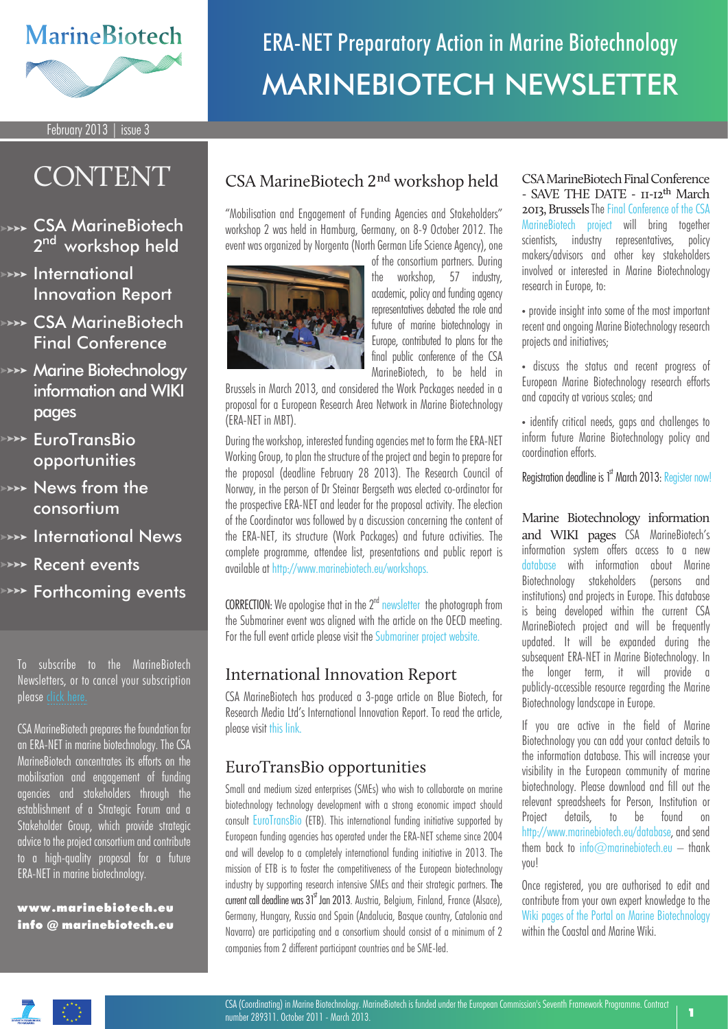# ERA-NET Preparatory Action in Marine Biotechnology
# MARINEBIOTECH NEWSLETTER

February 2013 | issue 3

## CONTENT

- CSA MarineBiotech 2nd workshop held
- International Innovation Report
- CSA MarineBiotech Final Conference
- Marine Biotechnology information and WIKI pages
- EuroTransBio opportunities
- News from the consortium
- International News
- Recent events
- Forthcoming events

To subscribe to the MarineBiotech Newsletters, or to cancel your subscription please click here.

CSA MarineBiotech prepares the foundation for an ERA-NET in marine biotechnology. The CSA MarineBiotech concentrates its efforts on the mobilisation and engagement of funding agencies and stakeholders through the establishment of a Strategic Forum and a Stakeholder Group, which provide strategic advice to the project consortium and contribute to a high-quality proposal for a future ERA-NET in marine biotechnology.

**www.marinebiotech.eu**
**info @ marinebiotech.eu**

## CSA MarineBiotech 2nd workshop held

"Mobilisation and Engagement of Funding Agencies and Stakeholders" workshop 2 was held in Hamburg, Germany, on 8-9 October 2012. The event was organized by Norgenta (North German Life Science Agency), one of the consortium partners. During the workshop, 57 industry, academic, policy and funding agency representatives debated the role and future of marine biotechnology in Europe, contributed to plans for the final public conference of the CSA MarineBiotech, to be held in Brussels in March 2013, and considered the Work Packages needed in a proposal for a European Research Area Network in Marine Biotechnology (ERA-NET in MBT).

During the workshop, interested funding agencies met to form the ERA-NET Working Group, to plan the structure of the project and begin to prepare for the proposal (deadline February 28 2013). The Research Council of Norway, in the person of Dr Steinar Bergseth was elected co-ordinator for the prospective ERA-NET and leader for the proposal activity. The election of the Coordinator was followed by a discussion concerning the content of the ERA-NET, its structure (Work Packages) and future activities. The complete programme, attendee list, presentations and public report is available at http://www.marinebiotech.eu/workshops.

CORRECTION: We apologise that in the 2nd newsletter the photograph from the Submariner event was aligned with the article on the OECD meeting. For the full event article please visit the Submariner project website.

## International Innovation Report

CSA MarineBiotech has produced a 3-page article on Blue Biotech, for Research Media Ltd's International Innovation Report. To read the article, please visit this link.

## EuroTransBio opportunities

Small and medium sized enterprises (SMEs) who wish to collaborate on marine biotechnology technology development with a strong economic impact should consult EuroTransBio (ETB). This international funding initiative supported by European funding agencies has operated under the ERA-NET scheme since 2004 and will develop to a completely international funding initiative in 2013. The mission of ETB is to foster the competitiveness of the European biotechnology industry by supporting research intensive SMEs and their strategic partners. The current call deadline was 31st Jan 2013. Austria, Belgium, Finland, France (Alsace), Germany, Hungary, Russia and Spain (Andalucia, Basque country, Catalonia and Navarra) are participating and a consortium should consist of a minimum of 2 companies from 2 different participant countries and be SME-led.

## CSA MarineBiotech Final Conference - SAVE THE DATE - 11-12th March 2013, Brussels

The Final Conference of the CSA MarineBiotech project will bring together scientists, industry representatives, policy makers/advisors and other key stakeholders involved or interested in Marine Biotechnology research in Europe, to:

- provide insight into some of the most important recent and ongoing Marine Biotechnology research projects and initiatives;
- discuss the status and recent progress of European Marine Biotechnology research efforts and capacity at various scales; and
- identify critical needs, gaps and challenges to inform future Marine Biotechnology policy and coordination efforts.

Registration deadline is 1st March 2013: Register now!

## Marine Biotechnology information and WIKI pages

CSA MarineBiotech's information system offers access to a new database with information about Marine Biotechnology stakeholders (persons and institutions) and projects in Europe. This database is being developed within the current CSA MarineBiotech project and will be frequently updated. It will be expanded during the subsequent ERA-NET in Marine Biotechnology. In the longer term, it will provide a publicly-accessible resource regarding the Marine Biotechnology landscape in Europe.

If you are active in the field of Marine Biotechnology you can add your contact details to the information database. This will increase your visibility in the European community of marine biotechnology. Please download and fill out the relevant spreadsheets for Person, Institution or Project details, to be found on http://www.marinebiotech.eu/database, and send them back to info@marinebiotech.eu – thank you!

Once registered, you are authorised to edit and contribute from your own expert knowledge to the Wiki pages of the Portal on Marine Biotechnology within the Coastal and Marine Wiki.

CSA (Coordinating) in Marine Biotechnology. MarineBiotech is funded under the European Commission's Seventh Framework Programme. Contract number 289311. October 2011 - March 2013.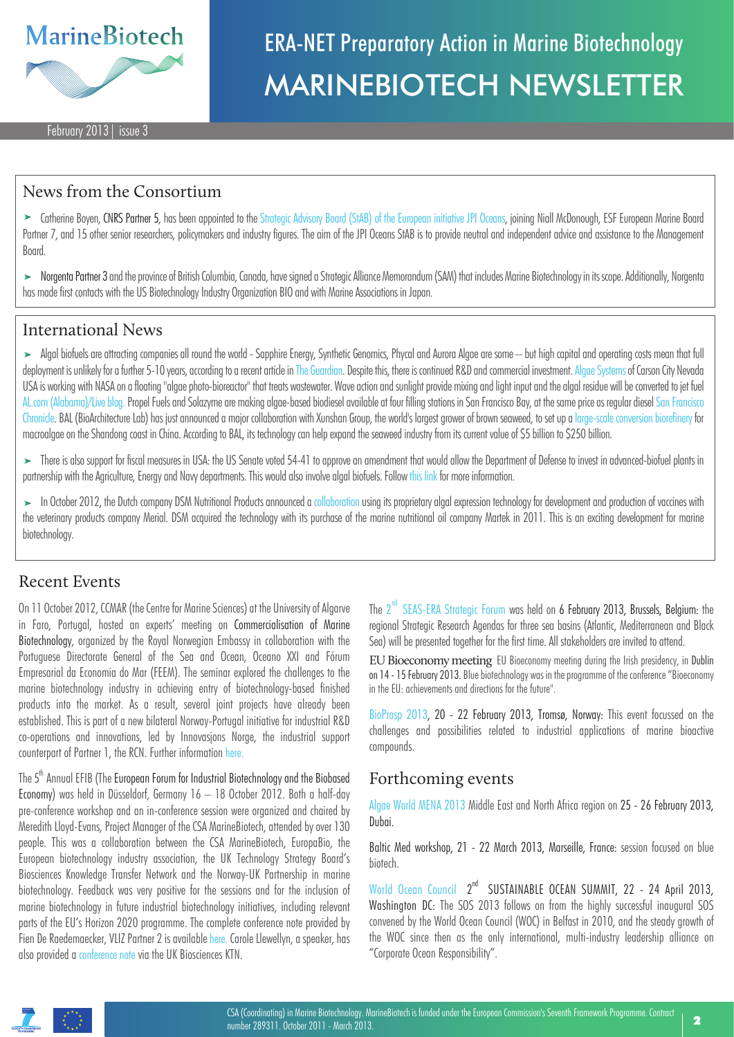# ERA-NET Preparatory Action in Marine Biotechnology
# MARINEBIOTECH NEWSLETTER

February 2013 | issue 3

## News from the Consortium

➤ Catherine Boyen, CNRS Partner 5, has been appointed to the Strategic Advisory Board (StAB) of the European initiative JPI Oceans, joining Niall McDonough, ESF European Marine Board Partner 7, and 15 other senior researchers, policymakers and industry figures. The aim of the JPI Oceans StAB is to provide neutral and independent advice and assistance to the Management Board.

➤ Norgenta Partner 3 and the province of British Columbia, Canada, have signed a Strategic Alliance Memorandum (SAM) that includes Marine Biotechnology in its scope. Additionally, Norgenta has made first contacts with the US Biotechnology Industry Organization BIO and with Marine Associations in Japan.

## International News

➤ Algal biofuels are attracting companies all round the world - Sapphire Energy, Synthetic Genomics, Phycal and Aurora Algae are some – but high capital and operating costs mean that full deployment is unlikely for a further 5-10 years, according to a recent article in The Guardian. Despite this, there is continued R&D and commercial investment. Algae Systems of Carson City Nevada USA is working with NASA on a floating "algae photo-bioreactor" that treats wastewater. Wave action and sunlight provide mixing and light input and the algal residue will be converted to jet fuel AL.com (Alabama)/Live blog. Propel Fuels and Solazyme are making algae-based biodiesel available at four filling stations in San Francisco Bay, at the same price as regular diesel San Francisco Chronicle. BAL (BioArchitecture Lab) has just announced a major collaboration with Xunshan Group, the world's largest grower of brown seaweed, to set up a large-scale conversion biorefinery for macroalgae on the Shandong coast in China. According to BAL, its technology can help expand the seaweed industry from its current value of $5 billion to $250 billion.

➤ There is also support for fiscal measures in USA: the US Senate voted 54-41 to approve an amendment that would allow the Department of Defense to invest in advanced-biofuel plants in partnership with the Agriculture, Energy and Navy departments. This would also involve algal biofuels. Follow this link for more information.

➤ In October 2012, the Dutch company DSM Nutritional Products announced a collaboration using its proprietary algal expression technology for development and production of vaccines with the veterinary products company Merial. DSM acquired the technology with its purchase of the marine nutritional oil company Martek in 2011. This is an exciting development for marine biotechnology.

## Recent Events

On 11 October 2012, CCMAR (the Centre for Marine Sciences) at the University of Algarve in Faro, Portugal, hosted an experts' meeting on Commercialisation of Marine Biotechnology, organized by the Royal Norwegian Embassy in collaboration with the Portuguese Directorate General of the Sea and Ocean, Oceano XXI and Fórum Empresarial da Economia do Mar (FEEM). The seminar explored the challenges to the marine biotechnology industry in achieving entry of biotechnology-based finished products into the market. As a result, several joint projects have already been established. This is part of a new bilateral Norway-Portugal initiative for industrial R&D co-operations and innovations, led by Innovasjons Norge, the industrial support counterpart of Partner 1, the RCN. Further information here.

The 5th Annual EFIB (The European Forum for Industrial Biotechnology and the Biobased Economy) was held in Düsseldorf, Germany 16 – 18 October 2012. Both a half-day pre-conference workshop and an in-conference session were organized and chaired by Meredith Lloyd-Evans, Project Manager of the CSA MarineBiotech, attended by over 130 people. This was a collaboration between the CSA MarineBiotech, EuropaBio, the European biotechnology industry association, the UK Technology Strategy Board's Biosciences Knowledge Transfer Network and the Norway-UK Partnership in marine biotechnology. Feedback was very positive for the sessions and for the inclusion of marine biotechnology in future industrial biotechnology initiatives, including relevant parts of the EU's Horizon 2020 programme. The complete conference note provided by Fien De Raedemaecker, VLIZ Partner 2 is available here. Carole Llewellyn, a speaker, has also provided a conference note via the UK Biosciences KTN.

The 2nd SEAS-ERA Strategic Forum was held on 6 February 2013, Brussels, Belgium: the regional Strategic Research Agendas for three sea basins (Atlantic, Mediterranean and Black Sea) will be presented together for the first time. All stakeholders are invited to attend.

EU Bioeconomy meeting EU Bioeconomy meeting during the Irish presidency, in Dublin on 14 - 15 February 2013. Blue biotechnology was in the programme of the conference "Bioeconomy in the EU: achievements and directions for the future".

BioProsp 2013, 20 - 22 February 2013, Tromsø, Norway: This event focussed on the challenges and possibilities related to industrial applications of marine bioactive compounds.

## Forthcoming events

Algae World MENA 2013 Middle East and North Africa region on 25 - 26 February 2013, Dubai.

Baltic Med workshop, 21 - 22 March 2013, Marseille, France: session focused on blue biotech.

World Ocean Council 2nd SUSTAINABLE OCEAN SUMMIT, 22 - 24 April 2013, Washington DC: The SOS 2013 follows on from the highly successful inaugural SOS convened by the World Ocean Council (WOC) in Belfast in 2010, and the steady growth of the WOC since then as the only international, multi-industry leadership alliance on "Corporate Ocean Responsibility".

CSA (Coordinating) in Marine Biotechnology. MarineBiotech is funded under the European Commission's Seventh Framework Programme. Contract number 289311. October 2011 - March 2013.